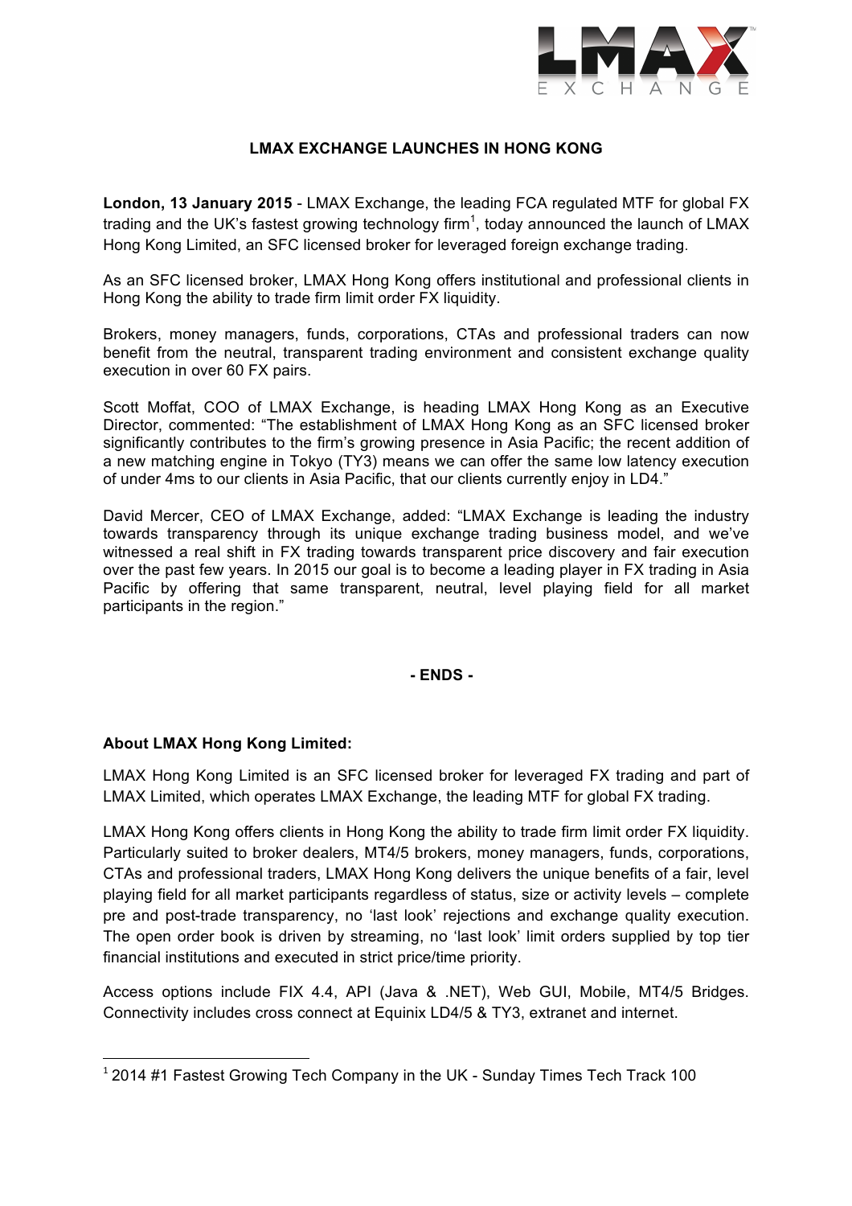# LMAX EXCHANGE LAUNCHES IN HONG KONG

**London, 13 January 2015** - LMAX Exchange, the leading FCA regulated MTF for global FX trading and the UK's fastest growing technology firm[1], today announced the launch of LMAX Hong Kong Limited, an SFC licensed broker for leveraged foreign exchange trading.

As an SFC licensed broker, LMAX Hong Kong offers institutional and professional clients in Hong Kong the ability to trade firm limit order FX liquidity.

Brokers, money managers, funds, corporations, CTAs and professional traders can now benefit from the neutral, transparent trading environment and consistent exchange quality execution in over 60 FX pairs.

Scott Moffat, COO of LMAX Exchange, is heading LMAX Hong Kong as an Executive Director, commented: "The establishment of LMAX Hong Kong as an SFC licensed broker significantly contributes to the firm's growing presence in Asia Pacific; the recent addition of a new matching engine in Tokyo (TY3) means we can offer the same low latency execution of under 4ms to our clients in Asia Pacific, that our clients currently enjoy in LD4."

David Mercer, CEO of LMAX Exchange, added: "LMAX Exchange is leading the industry towards transparency through its unique exchange trading business model, and we've witnessed a real shift in FX trading towards transparent price discovery and fair execution over the past few years. In 2015 our goal is to become a leading player in FX trading in Asia Pacific by offering that same transparent, neutral, level playing field for all market participants in the region."

**- ENDS -**

**About LMAX Hong Kong Limited:**

LMAX Hong Kong Limited is an SFC licensed broker for leveraged FX trading and part of LMAX Limited, which operates LMAX Exchange, the leading MTF for global FX trading.

LMAX Hong Kong offers clients in Hong Kong the ability to trade firm limit order FX liquidity. Particularly suited to broker dealers, MT4/5 brokers, money managers, funds, corporations, CTAs and professional traders, LMAX Hong Kong delivers the unique benefits of a fair, level playing field for all market participants regardless of status, size or activity levels – complete pre and post-trade transparency, no 'last look' rejections and exchange quality execution. The open order book is driven by streaming, no 'last look' limit orders supplied by top tier financial institutions and executed in strict price/time priority.

Access options include FIX 4.4, API (Java & .NET), Web GUI, Mobile, MT4/5 Bridges. Connectivity includes cross connect at Equinix LD4/5 & TY3, extranet and internet.

---

[1] 2014 #1 Fastest Growing Tech Company in the UK - Sunday Times Tech Track 100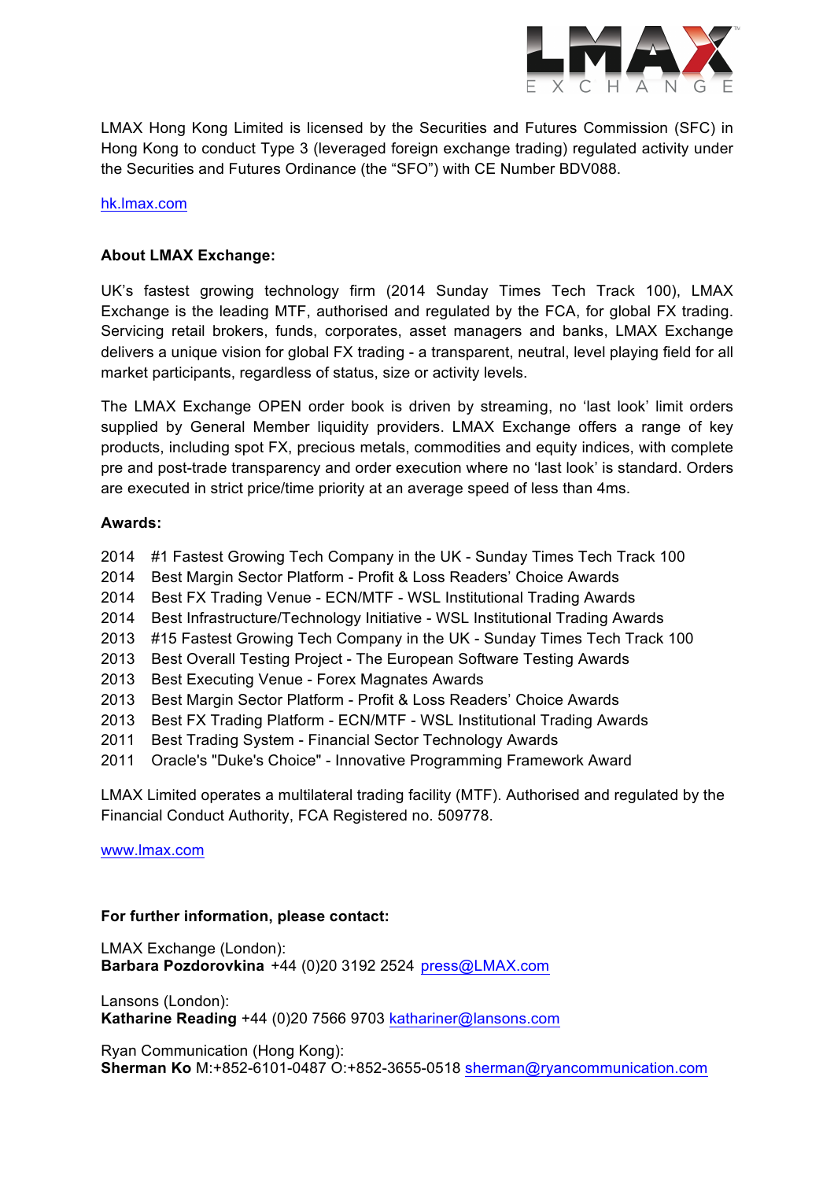LMAX Hong Kong Limited is licensed by the Securities and Futures Commission (SFC) in Hong Kong to conduct Type 3 (leveraged foreign exchange trading) regulated activity under the Securities and Futures Ordinance (the "SFO") with CE Number BDV088.

hk.lmax.com

**About LMAX Exchange:**

UK's fastest growing technology firm (2014 Sunday Times Tech Track 100), LMAX Exchange is the leading MTF, authorised and regulated by the FCA, for global FX trading. Servicing retail brokers, funds, corporates, asset managers and banks, LMAX Exchange delivers a unique vision for global FX trading - a transparent, neutral, level playing field for all market participants, regardless of status, size or activity levels.

The LMAX Exchange OPEN order book is driven by streaming, no 'last look' limit orders supplied by General Member liquidity providers. LMAX Exchange offers a range of key products, including spot FX, precious metals, commodities and equity indices, with complete pre and post-trade transparency and order execution where no 'last look' is standard. Orders are executed in strict price/time priority at an average speed of less than 4ms.

**Awards:**

2014 #1 Fastest Growing Tech Company in the UK - Sunday Times Tech Track 100
2014 Best Margin Sector Platform - Profit & Loss Readers' Choice Awards
2014 Best FX Trading Venue - ECN/MTF - WSL Institutional Trading Awards
2014 Best Infrastructure/Technology Initiative - WSL Institutional Trading Awards
2013 #15 Fastest Growing Tech Company in the UK - Sunday Times Tech Track 100
2013 Best Overall Testing Project - The European Software Testing Awards
2013 Best Executing Venue - Forex Magnates Awards
2013 Best Margin Sector Platform - Profit & Loss Readers' Choice Awards
2013 Best FX Trading Platform - ECN/MTF - WSL Institutional Trading Awards
2011 Best Trading System - Financial Sector Technology Awards
2011 Oracle's "Duke's Choice" - Innovative Programming Framework Award

LMAX Limited operates a multilateral trading facility (MTF). Authorised and regulated by the Financial Conduct Authority, FCA Registered no. 509778.

www.lmax.com

**For further information, please contact:**

LMAX Exchange (London):
**Barbara Pozdorovkina** +44 (0)20 3192 2524 press@LMAX.com

Lansons (London):
**Katharine Reading** +44 (0)20 7566 9703 kathariner@lansons.com

Ryan Communication (Hong Kong):
**Sherman Ko** M:+852-6101-0487 O:+852-3655-0518 sherman@ryancommunication.com